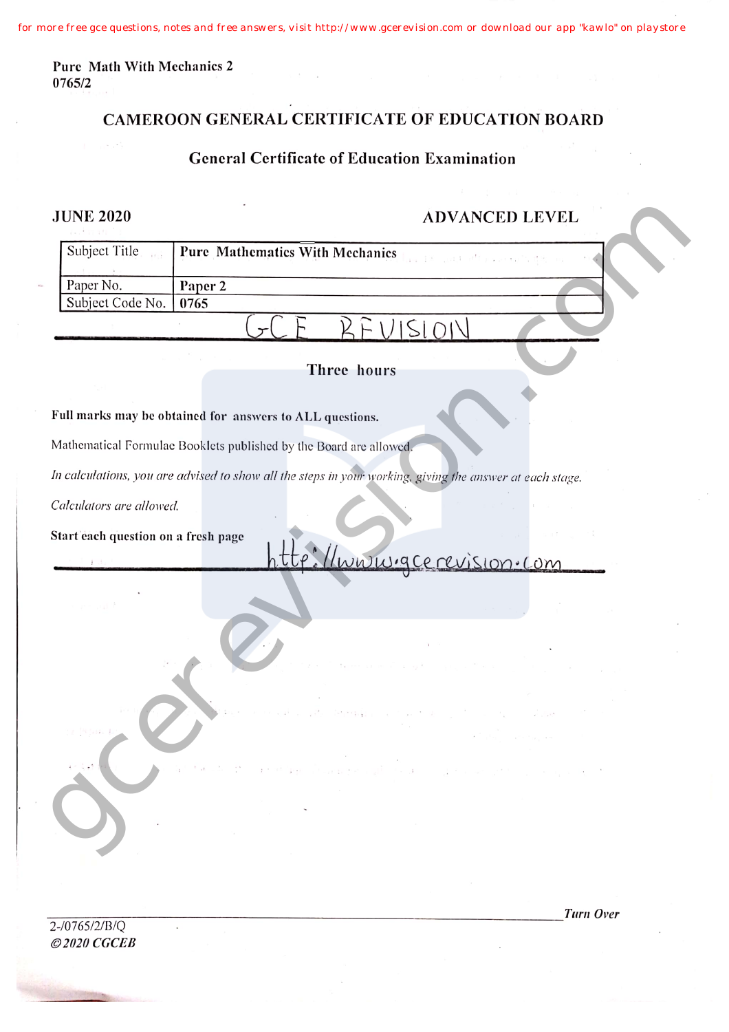Pure Math With Mechanics 2
0765/2

# CAMEROON GENERAL CERTIFICATE OF EDUCATION BOARD

## General Certificate of Education Examination

**JUNE 2020** **ADVANCED LEVEL**

| Subject Title | Pure Mathematics With Mechanics |
|---|---|
| Paper No. | Paper 2 |
| Subject Code No. | 0765 |

GCE REVISION

**Three hours**

**Full marks may be obtained for answers to ALL questions.**

Mathematical Formulae Booklets published by the Board are allowed.

*In calculations, you are advised to show all the steps in your working, giving the answer at each stage.*

*Calculators are allowed.*

**Start each question on a fresh page**

http://www.gcerevision.com

*Turn Over*

2-/0765/2/B/Q
*©2020 CGCEB*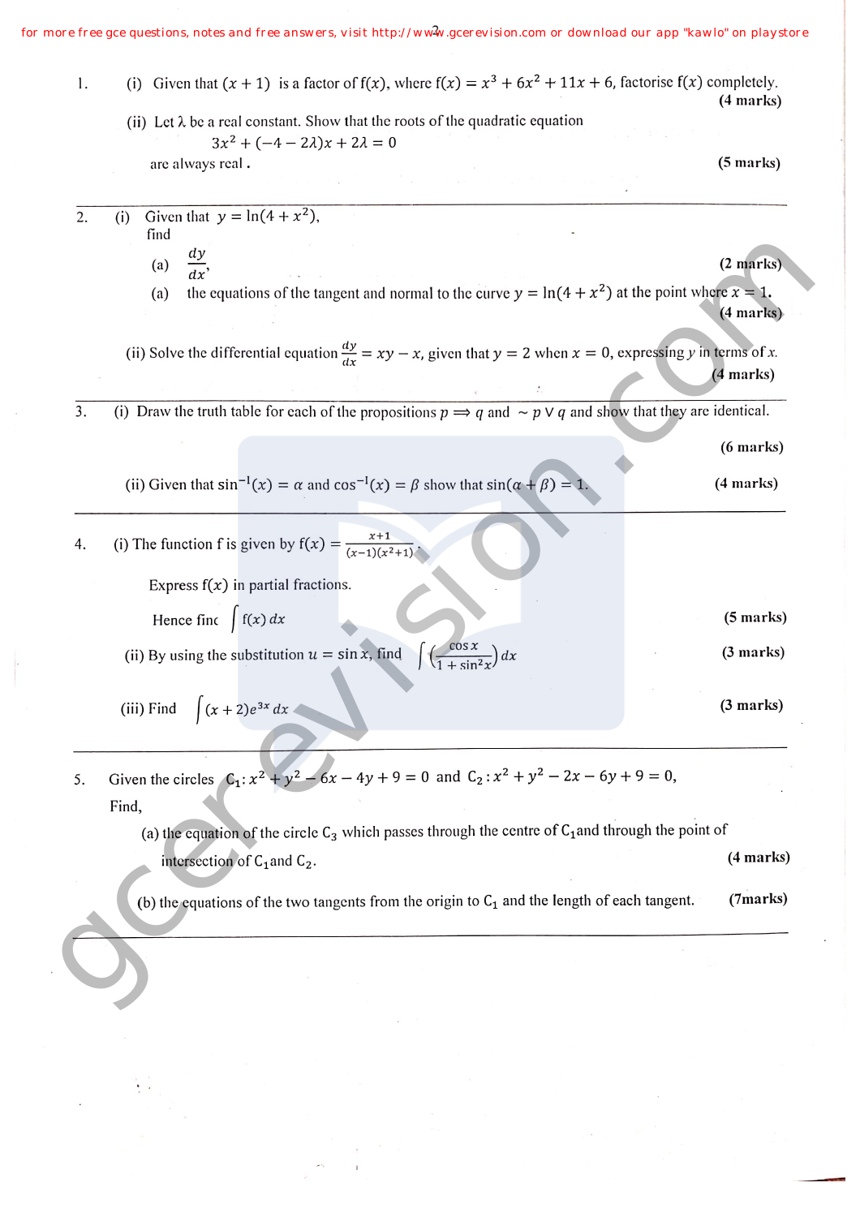1. (i) Given that $(x+1)$ is a factor of $f(x)$, where $f(x) = x^3 + 6x^2 + 11x + 6$, factorise $f(x)$ completely. **(4 marks)**

   (ii) Let $\lambda$ be a real constant. Show that the roots of the quadratic equation

$$3x^2 + (-4 - 2\lambda)x + 2\lambda = 0$$

   are always real. **(5 marks)**

---

2. (i) Given that $y = \ln(4 + x^2)$, find

   (a) $\frac{dy}{dx}$, **(2 marks)**

   (a) the equations of the tangent and normal to the curve $y = \ln(4 + x^2)$ at the point where $x = 1$. **(4 marks)**

   (ii) Solve the differential equation $\frac{dy}{dx} = xy - x$, given that $y = 2$ when $x = 0$, expressing $y$ in terms of $x$. **(4 marks)**

---

3. (i) Draw the truth table for each of the propositions $p \Rightarrow q$ and $\sim p \vee q$ and show that they are identical. **(6 marks)**

   (ii) Given that $\sin^{-1}(x) = \alpha$ and $\cos^{-1}(x) = \beta$ show that $\sin(\alpha + \beta) = 1$. **(4 marks)**

---

4. (i) The function f is given by $f(x) = \frac{x+1}{(x-1)(x^2+1)}$.

   Express $f(x)$ in partial fractions.

   Hence find $\int f(x)\,dx$ **(5 marks)**

   (ii) By using the substitution $u = \sin x$, find $\int \left(\frac{\cos x}{1 + \sin^2 x}\right) dx$ **(3 marks)**

   (iii) Find $\int (x+2)e^{3x}\,dx$ **(3 marks)**

---

5. Given the circles $C_1: x^2 + y^2 - 6x - 4y + 9 = 0$ and $C_2: x^2 + y^2 - 2x - 6y + 9 = 0$,

   Find,

   (a) the equation of the circle $C_3$ which passes through the centre of $C_1$ and through the point of intersection of $C_1$ and $C_2$. **(4 marks)**

   (b) the equations of the two tangents from the origin to $C_1$ and the length of each tangent. **(7marks)**

---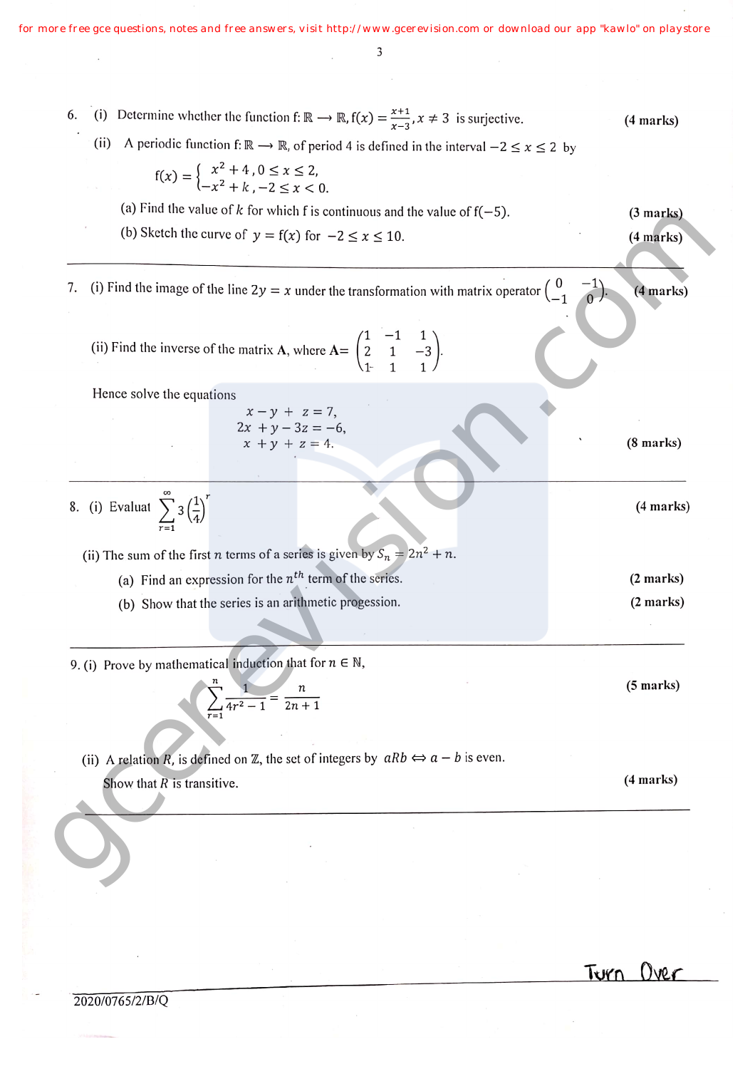6. (i) Determine whether the function $f: \mathbb{R} \longrightarrow \mathbb{R}, f(x) = \frac{x+1}{x-3}, x \neq 3$ is surjective. **(4 marks)**

   (ii) A periodic function $f: \mathbb{R} \longrightarrow \mathbb{R}$, of period 4 is defined in the interval $-2 \leq x \leq 2$ by

$$f(x) = \begin{cases} x^2 + 4, & 0 \leq x \leq 2, \\ -x^2 + k, & -2 \leq x < 0. \end{cases}$$

   (a) Find the value of $k$ for which f is continuous and the value of $f(-5)$. **(3 marks)**

   (b) Sketch the curve of $y = f(x)$ for $-2 \leq x \leq 10$. **(4 marks)**

---

7. (i) Find the image of the line $2y = x$ under the transformation with matrix operator $\begin{pmatrix} 0 & -1 \\ -1 & 0 \end{pmatrix}$. **(4 marks)**

   (ii) Find the inverse of the matrix $\mathbf{A}$, where $\mathbf{A} = \begin{pmatrix} 1 & -1 & 1 \\ 2 & 1 & -3 \\ 1 & 1 & 1 \end{pmatrix}$.

   Hence solve the equations

$$\begin{aligned} x - y + z &= 7, \\ 2x + y - 3z &= -6, \\ x + y + z &= 4. \end{aligned}$$

**(8 marks)**

---

8. (i) Evaluat $\sum_{r=1}^{\infty} 3\left(\frac{1}{4}\right)^r$ **(4 marks)**

   (ii) The sum of the first $n$ terms of a series is given by $S_n = 2n^2 + n$.

   (a) Find an expression for the $n^{th}$ term of the series. **(2 marks)**

   (b) Show that the series is an arithmetic progression. **(2 marks)**

---

9. (i) Prove by mathematical induction that for $n \in \mathbb{N}$,

$$\sum_{r=1}^{n} \frac{1}{4r^2 - 1} = \frac{n}{2n+1}$$

**(5 marks)**

   (ii) A relation $R$, is defined on $\mathbb{Z}$, the set of integers by $aRb \Leftrightarrow a - b$ is even.

   Show that $R$ is transitive. **(4 marks)**

---

Turn Over

2020/0765/2/B/Q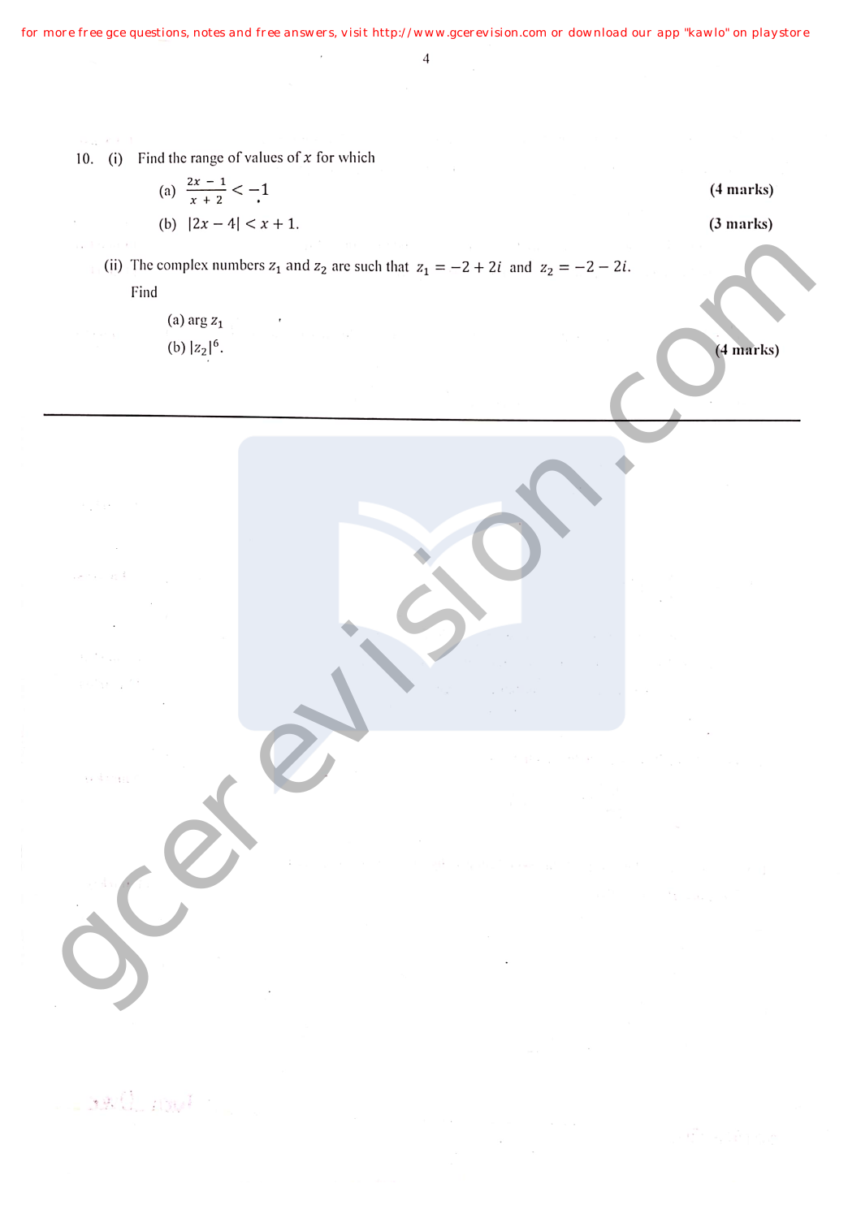10. (i) Find the range of values of $x$ for which

(a) $\frac{2x - 1}{x + 2} < -1$ **(4 marks)**

(b) $|2x - 4| < x + 1.$ **(3 marks)**

(ii) The complex numbers $z_1$ and $z_2$ are such that $z_1 = -2 + 2i$ and $z_2 = -2 - 2i$.

Find

(a) $\arg z_1$

(b) $|z_2|^6$. **(4 marks)**